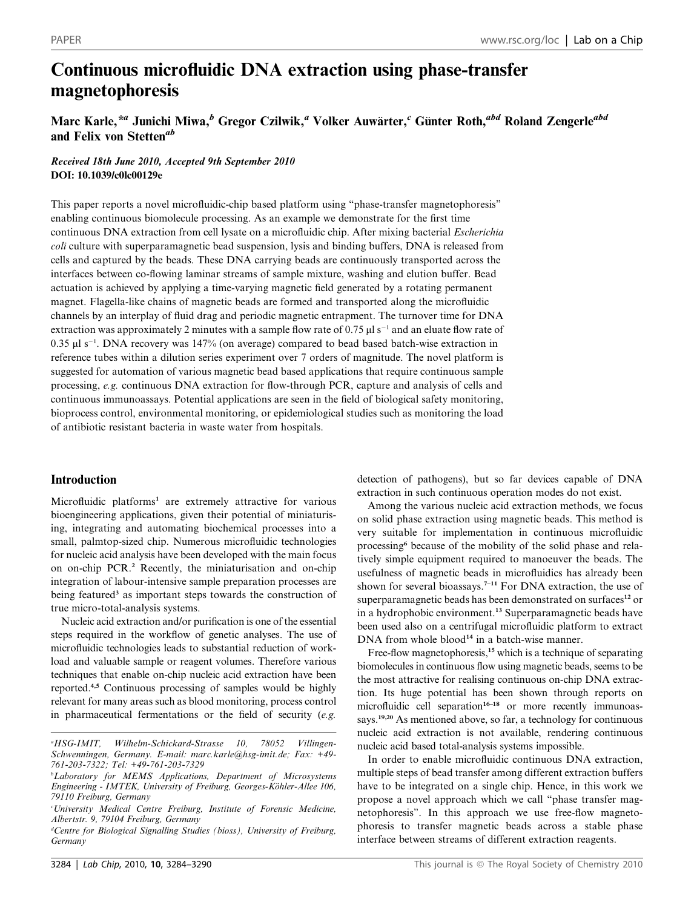# Continuous microfluidic DNA extraction using phase-transfer magnetophoresis

Marc Karle,*[a] Junichi Miwa,[b] Gregor Czilwik,[a] Volker Auwärter,[c] Günter Roth,[abd] Roland Zengerle[abd] and Felix von Stetten[ab]

*Received 18th June 2010, Accepted 9th September 2010*
**DOI: 10.1039/c0lc00129e**

This paper reports a novel microfluidic-chip based platform using "phase-transfer magnetophoresis" enabling continuous biomolecule processing. As an example we demonstrate for the first time continuous DNA extraction from cell lysate on a microfluidic chip. After mixing bacterial *Escherichia coli* culture with superparamagnetic bead suspension, lysis and binding buffers, DNA is released from cells and captured by the beads. These DNA carrying beads are continuously transported across the interfaces between co-flowing laminar streams of sample mixture, washing and elution buffer. Bead actuation is achieved by applying a time-varying magnetic field generated by a rotating permanent magnet. Flagella-like chains of magnetic beads are formed and transported along the microfluidic channels by an interplay of fluid drag and periodic magnetic entrapment. The turnover time for DNA extraction was approximately 2 minutes with a sample flow rate of 0.75 μl s$^{-1}$ and an eluate flow rate of 0.35 μl s$^{-1}$. DNA recovery was 147% (on average) compared to bead based batch-wise extraction in reference tubes within a dilution series experiment over 7 orders of magnitude. The novel platform is suggested for automation of various magnetic bead based applications that require continuous sample processing, *e.g.* continuous DNA extraction for flow-through PCR, capture and analysis of cells and continuous immunoassays. Potential applications are seen in the field of biological safety monitoring, bioprocess control, environmental monitoring, or epidemiological studies such as monitoring the load of antibiotic resistant bacteria in waste water from hospitals.

## Introduction

Microfluidic platforms[1] are extremely attractive for various bioengineering applications, given their potential of miniaturising, integrating and automating biochemical processes into a small, palmtop-sized chip. Numerous microfluidic technologies for nucleic acid analysis have been developed with the main focus on on-chip PCR.[2] Recently, the miniaturisation and on-chip integration of labour-intensive sample preparation processes are being featured[3] as important steps towards the construction of true micro-total-analysis systems.

Nucleic acid extraction and/or purification is one of the essential steps required in the workflow of genetic analyses. The use of microfluidic technologies leads to substantial reduction of workload and valuable sample or reagent volumes. Therefore various techniques that enable on-chip nucleic acid extraction have been reported.[4,5] Continuous processing of samples would be highly relevant for many areas such as blood monitoring, process control in pharmaceutical fermentations or the field of security (*e.g.* detection of pathogens), but so far devices capable of DNA extraction in such continuous operation modes do not exist.

Among the various nucleic acid extraction methods, we focus on solid phase extraction using magnetic beads. This method is very suitable for implementation in continuous microfluidic processing[6] because of the mobility of the solid phase and relatively simple equipment required to manoeuver the beads. The usefulness of magnetic beads in microfluidics has already been shown for several bioassays.[7–11] For DNA extraction, the use of superparamagnetic beads has been demonstrated on surfaces[12] or in a hydrophobic environment.[13] Superparamagnetic beads have been used also on a centrifugal microfluidic platform to extract DNA from whole blood[14] in a batch-wise manner.

Free-flow magnetophoresis,[15] which is a technique of separating biomolecules in continuous flow using magnetic beads, seems to be the most attractive for realising continuous on-chip DNA extraction. Its huge potential has been shown through reports on microfluidic cell separation[16–18] or more recently immunoassays.[19,20] As mentioned above, so far, a technology for continuous nucleic acid extraction is not available, rendering continuous nucleic acid based total-analysis systems impossible.

In order to enable microfluidic continuous DNA extraction, multiple steps of bead transfer among different extraction buffers have to be integrated on a single chip. Hence, in this work we propose a novel approach which we call "phase transfer magnetophoresis". In this approach we use free-flow magnetophoresis to transfer magnetic beads across a stable phase interface between streams of different extraction reagents.

---

[a] HSG-IMIT, Wilhelm-Schickard-Strasse 10, 78052 Villingen-Schwenningen, Germany. E-mail: marc.karle@hsg-imit.de; Fax: +49-761-203-7322; Tel: +49-761-203-7329

[b] Laboratory for MEMS Applications, Department of Microsystems Engineering - IMTEK, University of Freiburg, Georges-Köhler-Allee 106, 79110 Freiburg, Germany

[c] University Medical Centre Freiburg, Institute of Forensic Medicine, Albertstr. 9, 79104 Freiburg, Germany

[d] Centre for Biological Signalling Studies (bioss), University of Freiburg, Germany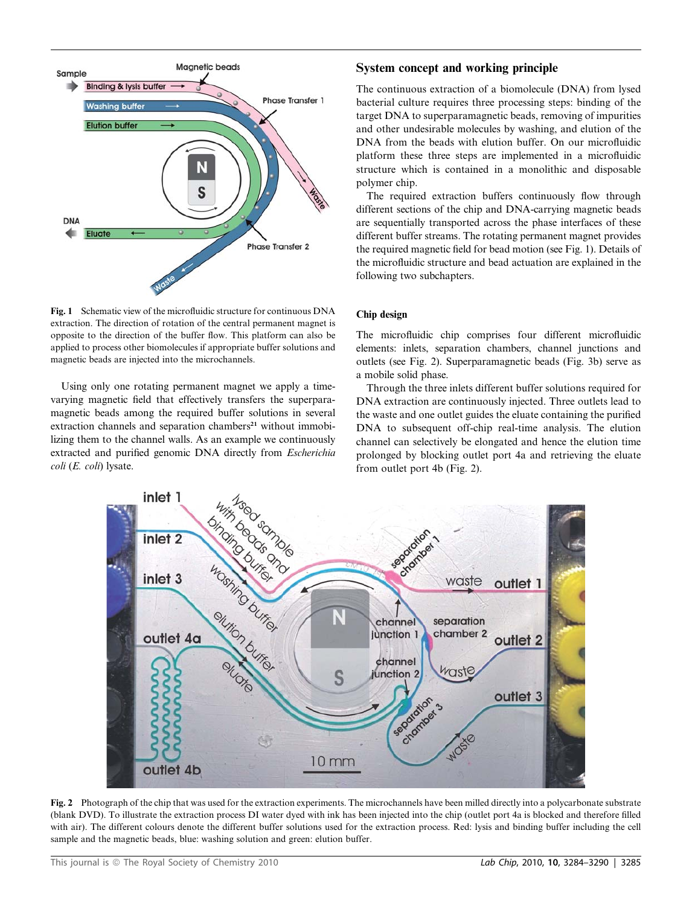Fig. 1 Schematic view of the microfluidic structure for continuous DNA extraction. The direction of rotation of the central permanent magnet is opposite to the direction of the buffer flow. This platform can also be applied to process other biomolecules if appropriate buffer solutions and magnetic beads are injected into the microchannels.

Using only one rotating permanent magnet we apply a time-varying magnetic field that effectively transfers the superparamagnetic beads among the required buffer solutions in several extraction channels and separation chambers[21] without immobilizing them to the channel walls. As an example we continuously extracted and purified genomic DNA directly from *Escherichia coli* (*E. coli*) lysate.

## System concept and working principle

The continuous extraction of a biomolecule (DNA) from lysed bacterial culture requires three processing steps: binding of the target DNA to superparamagnetic beads, removing of impurities and other undesirable molecules by washing, and elution of the DNA from the beads with elution buffer. On our microfluidic platform these three steps are implemented in a microfluidic structure which is contained in a monolithic and disposable polymer chip.

The required extraction buffers continuously flow through different sections of the chip and DNA-carrying magnetic beads are sequentially transported across the phase interfaces of these different buffer streams. The rotating permanent magnet provides the required magnetic field for bead motion (see Fig. 1). Details of the microfluidic structure and bead actuation are explained in the following two subchapters.

### Chip design

The microfluidic chip comprises four different microfluidic elements: inlets, separation chambers, channel junctions and outlets (see Fig. 2). Superparamagnetic beads (Fig. 3b) serve as a mobile solid phase.

Through the three inlets different buffer solutions required for DNA extraction are continuously injected. Three outlets lead to the waste and one outlet guides the eluate containing the purified DNA to subsequent off-chip real-time analysis. The elution channel can selectively be elongated and hence the elution time prolonged by blocking outlet port 4a and retrieving the eluate from outlet port 4b (Fig. 2).

Fig. 2 Photograph of the chip that was used for the extraction experiments. The microchannels have been milled directly into a polycarbonate substrate (blank DVD). To illustrate the extraction process DI water dyed with ink has been injected into the chip (outlet port 4a is blocked and therefore filled with air). The different colours denote the different buffer solutions used for the extraction process. Red: lysis and binding buffer including the cell sample and the magnetic beads, blue: washing solution and green: elution buffer.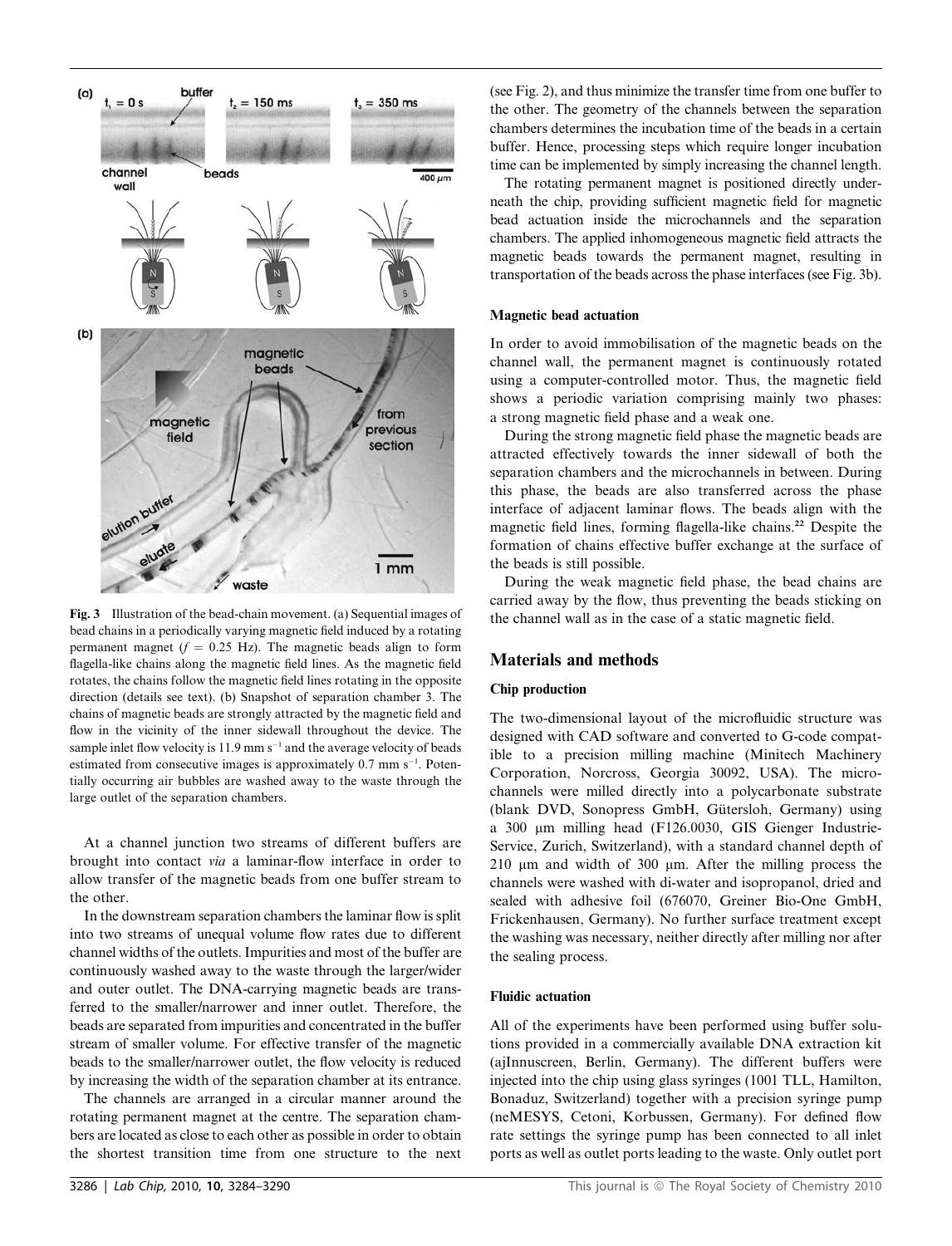Fig. 3 Illustration of the bead-chain movement. (a) Sequential images of bead chains in a periodically varying magnetic field induced by a rotating permanent magnet ($f = 0.25$ Hz). The magnetic beads align to form flagella-like chains along the magnetic field lines. As the magnetic field rotates, the chains follow the magnetic field lines rotating in the opposite direction (details see text). (b) Snapshot of separation chamber 3. The chains of magnetic beads are strongly attracted by the magnetic field and flow in the vicinity of the inner sidewall throughout the device. The sample inlet flow velocity is 11.9 mm s$^{-1}$ and the average velocity of beads estimated from consecutive images is approximately 0.7 mm s$^{-1}$. Potentially occurring air bubbles are washed away to the waste through the large outlet of the separation chambers.

At a channel junction two streams of different buffers are brought into contact *via* a laminar-flow interface in order to allow transfer of the magnetic beads from one buffer stream to the other.

In the downstream separation chambers the laminar flow is split into two streams of unequal volume flow rates due to different channel widths of the outlets. Impurities and most of the buffer are continuously washed away to the waste through the larger/wider and outer outlet. The DNA-carrying magnetic beads are transferred to the smaller/narrower and inner outlet. Therefore, the beads are separated from impurities and concentrated in the buffer stream of smaller volume. For effective transfer of the magnetic beads to the smaller/narrower outlet, the flow velocity is reduced by increasing the width of the separation chamber at its entrance.

The channels are arranged in a circular manner around the rotating permanent magnet at the centre. The separation chambers are located as close to each other as possible in order to obtain the shortest transition time from one structure to the next (see Fig. 2), and thus minimize the transfer time from one buffer to the other. The geometry of the channels between the separation chambers determines the incubation time of the beads in a certain buffer. Hence, processing steps which require longer incubation time can be implemented by simply increasing the channel length.

The rotating permanent magnet is positioned directly underneath the chip, providing sufficient magnetic field for magnetic bead actuation inside the microchannels and the separation chambers. The applied inhomogeneous magnetic field attracts the magnetic beads towards the permanent magnet, resulting in transportation of the beads across the phase interfaces (see Fig. 3b).

### Magnetic bead actuation

In order to avoid immobilisation of the magnetic beads on the channel wall, the permanent magnet is continuously rotated using a computer-controlled motor. Thus, the magnetic field shows a periodic variation comprising mainly two phases: a strong magnetic field phase and a weak one.

During the strong magnetic field phase the magnetic beads are attracted effectively towards the inner sidewall of both the separation chambers and the microchannels in between. During this phase, the beads are also transferred across the phase interface of adjacent laminar flows. The beads align with the magnetic field lines, forming flagella-like chains.[22] Despite the formation of chains effective buffer exchange at the surface of the beads is still possible.

During the weak magnetic field phase, the bead chains are carried away by the flow, thus preventing the beads sticking on the channel wall as in the case of a static magnetic field.

## Materials and methods

### Chip production

The two-dimensional layout of the microfluidic structure was designed with CAD software and converted to G-code compatible to a precision milling machine (Minitech Machinery Corporation, Norcross, Georgia 30092, USA). The microchannels were milled directly into a polycarbonate substrate (blank DVD, Sonopress GmbH, Gütersloh, Germany) using a 300 μm milling head (F126.0030, GIS Gienger Industrie-Service, Zurich, Switzerland), with a standard channel depth of 210 μm and width of 300 μm. After the milling process the channels were washed with di-water and isopropanol, dried and sealed with adhesive foil (676070, Greiner Bio-One GmbH, Frickenhausen, Germany). No further surface treatment except the washing was necessary, neither directly after milling nor after the sealing process.

### Fluidic actuation

All of the experiments have been performed using buffer solutions provided in a commercially available DNA extraction kit (ajInnuscreen, Berlin, Germany). The different buffers were injected into the chip using glass syringes (1001 TLL, Hamilton, Bonaduz, Switzerland) together with a precision syringe pump (neMESYS, Cetoni, Korbussen, Germany). For defined flow rate settings the syringe pump has been connected to all inlet ports as well as outlet ports leading to the waste. Only outlet port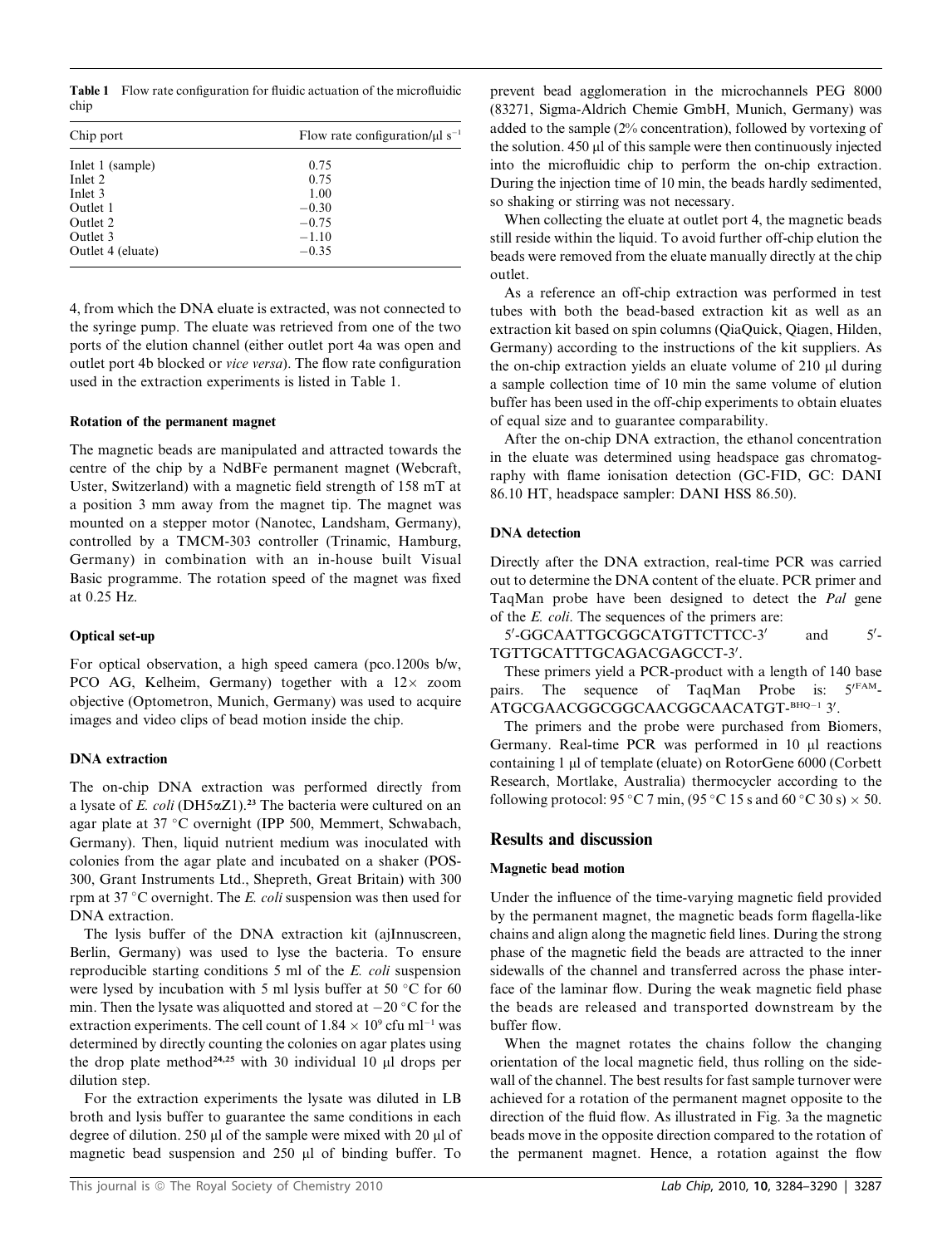**Table 1** Flow rate configuration for fluidic actuation of the microfluidic chip

| Chip port | Flow rate configuration/μl s$^{-1}$ |
|---|---|
| Inlet 1 (sample) | 0.75 |
| Inlet 2 | 0.75 |
| Inlet 3 | 1.00 |
| Outlet 1 | −0.30 |
| Outlet 2 | −0.75 |
| Outlet 3 | −1.10 |
| Outlet 4 (eluate) | −0.35 |

4, from which the DNA eluate is extracted, was not connected to the syringe pump. The eluate was retrieved from one of the two ports of the elution channel (either outlet port 4a was open and outlet port 4b blocked or *vice versa*). The flow rate configuration used in the extraction experiments is listed in Table 1.

### Rotation of the permanent magnet

The magnetic beads are manipulated and attracted towards the centre of the chip by a NdBFe permanent magnet (Webcraft, Uster, Switzerland) with a magnetic field strength of 158 mT at a position 3 mm away from the magnet tip. The magnet was mounted on a stepper motor (Nanotec, Landsham, Germany), controlled by a TMCM-303 controller (Trinamic, Hamburg, Germany) in combination with an in-house built Visual Basic programme. The rotation speed of the magnet was fixed at 0.25 Hz.

### Optical set-up

For optical observation, a high speed camera (pco.1200s b/w, PCO AG, Kelheim, Germany) together with a 12× zoom objective (Optometron, Munich, Germany) was used to acquire images and video clips of bead motion inside the chip.

### DNA extraction

The on-chip DNA extraction was performed directly from a lysate of *E. coli* (DH5αZ1).[23] The bacteria were cultured on an agar plate at 37 °C overnight (IPP 500, Memmert, Schwabach, Germany). Then, liquid nutrient medium was inoculated with colonies from the agar plate and incubated on a shaker (POS-300, Grant Instruments Ltd., Shepreth, Great Britain) with 300 rpm at 37 °C overnight. The *E. coli* suspension was then used for DNA extraction.

The lysis buffer of the DNA extraction kit (ajInnuscreen, Berlin, Germany) was used to lyse the bacteria. To ensure reproducible starting conditions 5 ml of the *E. coli* suspension were lysed by incubation with 5 ml lysis buffer at 50 °C for 60 min. Then the lysate was aliquotted and stored at −20 °C for the extraction experiments. The cell count of $1.84 \times 10^9$ cfu ml$^{-1}$ was determined by directly counting the colonies on agar plates using the drop plate method[24,25] with 30 individual 10 μl drops per dilution step.

For the extraction experiments the lysate was diluted in LB broth and lysis buffer to guarantee the same conditions in each degree of dilution. 250 μl of the sample were mixed with 20 μl of magnetic bead suspension and 250 μl of binding buffer. To prevent bead agglomeration in the microchannels PEG 8000 (83271, Sigma-Aldrich Chemie GmbH, Munich, Germany) was added to the sample (2% concentration), followed by vortexing of the solution. 450 μl of this sample were then continuously injected into the microfluidic chip to perform the on-chip extraction. During the injection time of 10 min, the beads hardly sedimented, so shaking or stirring was not necessary.

When collecting the eluate at outlet port 4, the magnetic beads still reside within the liquid. To avoid further off-chip elution the beads were removed from the eluate manually directly at the chip outlet.

As a reference an off-chip extraction was performed in test tubes with both the bead-based extraction kit as well as an extraction kit based on spin columns (QiaQuick, Qiagen, Hilden, Germany) according to the instructions of the kit suppliers. As the on-chip extraction yields an eluate volume of 210 μl during a sample collection time of 10 min the same volume of elution buffer has been used in the off-chip experiments to obtain eluates of equal size and to guarantee comparability.

After the on-chip DNA extraction, the ethanol concentration in the eluate was determined using headspace gas chromatography with flame ionisation detection (GC-FID, GC: DANI 86.10 HT, headspace sampler: DANI HSS 86.50).

### DNA detection

Directly after the DNA extraction, real-time PCR was carried out to determine the DNA content of the eluate. PCR primer and TaqMan probe have been designed to detect the *Pal* gene of the *E. coli*. The sequences of the primers are:

5′-GGCAATTGCGGCATGTTCTTCC-3′ and 5′-TGTTGCATTTGCAGACGAGCCT-3′.

These primers yield a PCR-product with a length of 140 base pairs. The sequence of TaqMan Probe is: 5′$^{\text{FAM}}$-ATGCGAACGGCGGCAACGGCAACATGT-$^{\text{BHQ-1}}$ 3′.

The primers and the probe were purchased from Biomers, Germany. Real-time PCR was performed in 10 μl reactions containing 1 μl of template (eluate) on RotorGene 6000 (Corbett Research, Mortlake, Australia) thermocycler according to the following protocol: 95 °C 7 min, (95 °C 15 s and 60 °C 30 s) × 50.

## Results and discussion

### Magnetic bead motion

Under the influence of the time-varying magnetic field provided by the permanent magnet, the magnetic beads form flagella-like chains and align along the magnetic field lines. During the strong phase of the magnetic field the beads are attracted to the inner sidewalls of the channel and transferred across the phase interface of the laminar flow. During the weak magnetic field phase the beads are released and transported downstream by the buffer flow.

When the magnet rotates the chains follow the changing orientation of the local magnetic field, thus rolling on the sidewall of the channel. The best results for fast sample turnover were achieved for a rotation of the permanent magnet opposite to the direction of the fluid flow. As illustrated in Fig. 3a the magnetic beads move in the opposite direction compared to the rotation of the permanent magnet. Hence, a rotation against the flow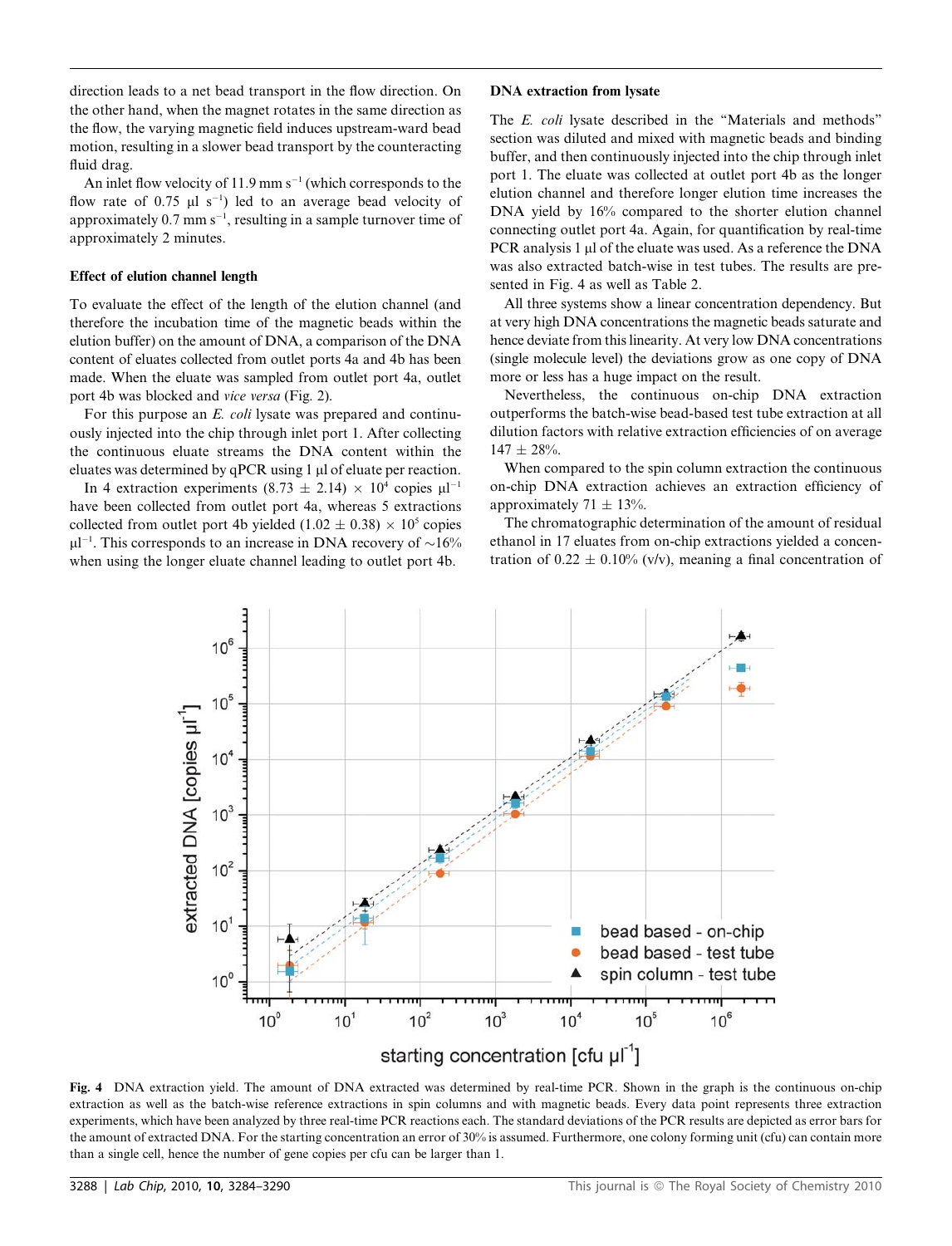direction leads to a net bead transport in the flow direction. On the other hand, when the magnet rotates in the same direction as the flow, the varying magnetic field induces upstream-ward bead motion, resulting in a slower bead transport by the counteracting fluid drag.

An inlet flow velocity of 11.9 mm $s^{-1}$ (which corresponds to the flow rate of 0.75 µl $s^{-1}$) led to an average bead velocity of approximately 0.7 mm $s^{-1}$, resulting in a sample turnover time of approximately 2 minutes.

### Effect of elution channel length

To evaluate the effect of the length of the elution channel (and therefore the incubation time of the magnetic beads within the elution buffer) on the amount of DNA, a comparison of the DNA content of eluates collected from outlet ports 4a and 4b has been made. When the eluate was sampled from outlet port 4a, outlet port 4b was blocked and *vice versa* (Fig. 2).

For this purpose an *E. coli* lysate was prepared and continuously injected into the chip through inlet port 1. After collecting the continuous eluate streams the DNA content within the eluates was determined by qPCR using 1 µl of eluate per reaction.

In 4 extraction experiments $(8.73 \pm 2.14) \times 10^4$ copies $\mu l^{-1}$ have been collected from outlet port 4a, whereas 5 extractions collected from outlet port 4b yielded $(1.02 \pm 0.38) \times 10^5$ copies $\mu l^{-1}$. This corresponds to an increase in DNA recovery of ~16% when using the longer eluate channel leading to outlet port 4b.

### DNA extraction from lysate

The *E. coli* lysate described in the "Materials and methods" section was diluted and mixed with magnetic beads and binding buffer, and then continuously injected into the chip through inlet port 1. The eluate was collected at outlet port 4b as the longer elution channel and therefore longer elution time increases the DNA yield by 16% compared to the shorter elution channel connecting outlet port 4a. Again, for quantification by real-time PCR analysis 1 µl of the eluate was used. As a reference the DNA was also extracted batch-wise in test tubes. The results are presented in Fig. 4 as well as Table 2.

All three systems show a linear concentration dependency. But at very high DNA concentrations the magnetic beads saturate and hence deviate from this linearity. At very low DNA concentrations (single molecule level) the deviations grow as one copy of DNA more or less has a huge impact on the result.

Nevertheless, the continuous on-chip DNA extraction outperforms the batch-wise bead-based test tube extraction at all dilution factors with relative extraction efficiencies of on average $147 \pm 28\%$.

When compared to the spin column extraction the continuous on-chip DNA extraction achieves an extraction efficiency of approximately $71 \pm 13\%$.

The chromatographic determination of the amount of residual ethanol in 17 eluates from on-chip extractions yielded a concentration of $0.22 \pm 0.10\%$ (v/v), meaning a final concentration of

**Fig. 4** DNA extraction yield. The amount of DNA extracted was determined by real-time PCR. Shown in the graph is the continuous on-chip extraction as well as the batch-wise reference extractions in spin columns and with magnetic beads. Every data point represents three extraction experiments, which have been analyzed by three real-time PCR reactions each. The standard deviations of the PCR results are depicted as error bars for the amount of extracted DNA. For the starting concentration an error of 30% is assumed. Furthermore, one colony forming unit (cfu) can contain more than a single cell, hence the number of gene copies per cfu can be larger than 1.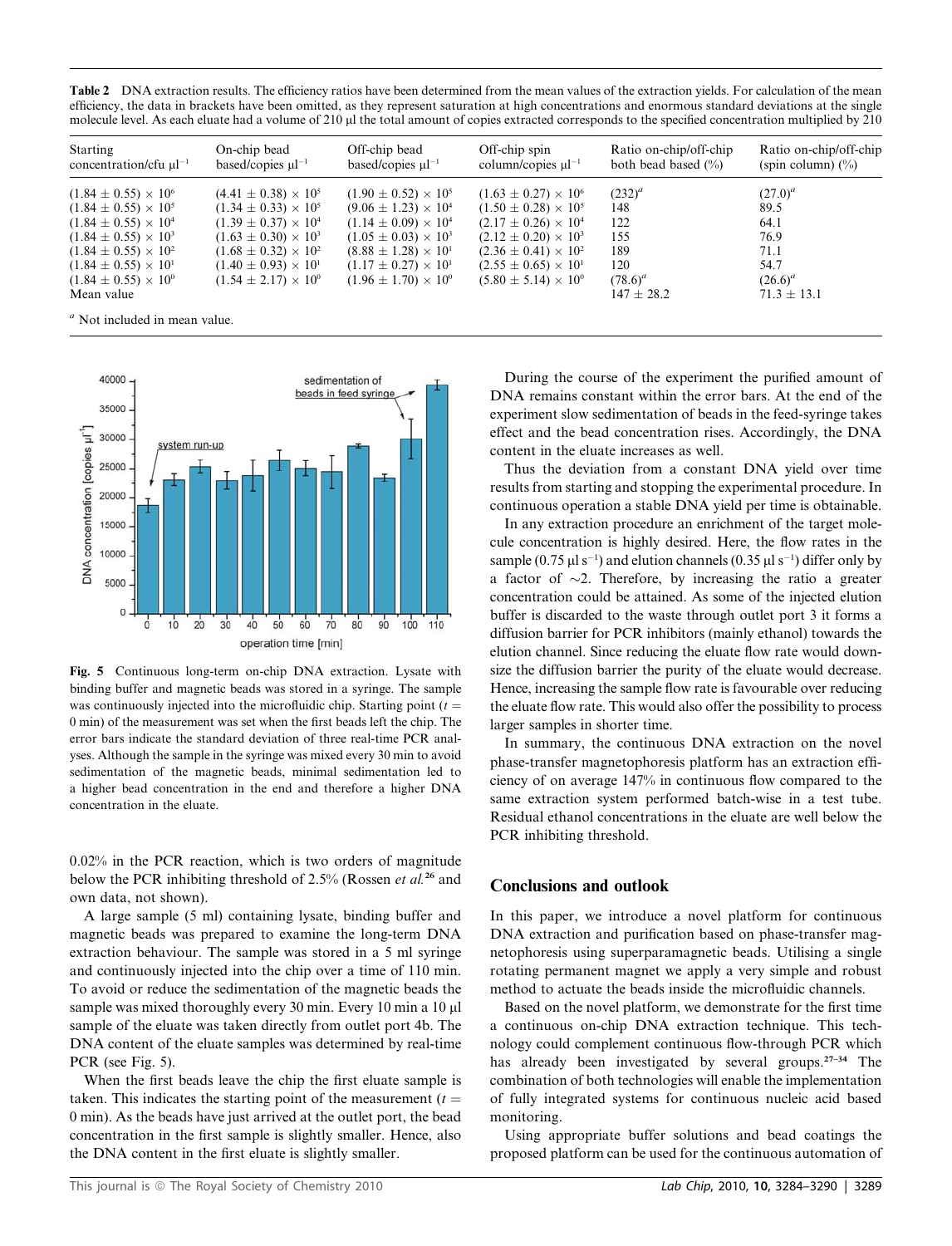**Table 2** DNA extraction results. The efficiency ratios have been determined from the mean values of the extraction yields. For calculation of the mean efficiency, the data in brackets have been omitted, as they represent saturation at high concentrations and enormous standard deviations at the single molecule level. As each eluate had a volume of 210 μl the total amount of copies extracted corresponds to the specified concentration multiplied by 210

| Starting concentration/cfu $\mu l^{-1}$ | On-chip bead based/copies $\mu l^{-1}$ | Off-chip bead based/copies $\mu l^{-1}$ | Off-chip spin column/copies $\mu l^{-1}$ | Ratio on-chip/off-chip both bead based (%) | Ratio on-chip/off-chip (spin column) (%) |
|---|---|---|---|---|---|
| $(1.84 \pm 0.55) \times 10^6$ | $(4.41 \pm 0.38) \times 10^5$ | $(1.90 \pm 0.52) \times 10^5$ | $(1.63 \pm 0.27) \times 10^6$ | $(232)^a$ | $(27.0)^a$ |
| $(1.84 \pm 0.55) \times 10^5$ | $(1.34 \pm 0.33) \times 10^5$ | $(9.06 \pm 1.23) \times 10^4$ | $(1.50 \pm 0.28) \times 10^5$ | 148 | 89.5 |
| $(1.84 \pm 0.55) \times 10^4$ | $(1.39 \pm 0.37) \times 10^4$ | $(1.14 \pm 0.09) \times 10^4$ | $(2.17 \pm 0.26) \times 10^4$ | 122 | 64.1 |
| $(1.84 \pm 0.55) \times 10^3$ | $(1.63 \pm 0.30) \times 10^3$ | $(1.05 \pm 0.03) \times 10^3$ | $(2.12 \pm 0.20) \times 10^3$ | 155 | 76.9 |
| $(1.84 \pm 0.55) \times 10^2$ | $(1.68 \pm 0.32) \times 10^2$ | $(8.88 \pm 1.28) \times 10^1$ | $(2.36 \pm 0.41) \times 10^2$ | 189 | 71.1 |
| $(1.84 \pm 0.55) \times 10^1$ | $(1.40 \pm 0.93) \times 10^1$ | $(1.17 \pm 0.27) \times 10^1$ | $(2.55 \pm 0.65) \times 10^1$ | 120 | 54.7 |
| $(1.84 \pm 0.55) \times 10^0$ | $(1.54 \pm 2.17) \times 10^0$ | $(1.96 \pm 1.70) \times 10^0$ | $(5.80 \pm 5.14) \times 10^0$ | $(78.6)^a$ | $(26.6)^a$ |
| Mean value | | | | $147 \pm 28.2$ | $71.3 \pm 13.1$ |

[a] Not included in mean value.

**Fig. 5** Continuous long-term on-chip DNA extraction. Lysate with binding buffer and magnetic beads was stored in a syringe. The sample was continuously injected into the microfluidic chip. Starting point ($t$ = 0 min) of the measurement was set when the first beads left the chip. The error bars indicate the standard deviation of three real-time PCR analyses. Although the sample in the syringe was mixed every 30 min to avoid sedimentation of the magnetic beads, minimal sedimentation led to a higher bead concentration in the end and therefore a higher DNA concentration in the eluate.

0.02% in the PCR reaction, which is two orders of magnitude below the PCR inhibiting threshold of 2.5% (Rossen *et al.*[26] and own data, not shown).

A large sample (5 ml) containing lysate, binding buffer and magnetic beads was prepared to examine the long-term DNA extraction behaviour. The sample was stored in a 5 ml syringe and continuously injected into the chip over a time of 110 min. To avoid or reduce the sedimentation of the magnetic beads the sample was mixed thoroughly every 30 min. Every 10 min a 10 μl sample of the eluate was taken directly from outlet port 4b. The DNA content of the eluate samples was determined by real-time PCR (see Fig. 5).

When the first beads leave the chip the first eluate sample is taken. This indicates the starting point of the measurement ($t$ = 0 min). As the beads have just arrived at the outlet port, the bead concentration in the first sample is slightly smaller. Hence, also the DNA content in the first eluate is slightly smaller.

During the course of the experiment the purified amount of DNA remains constant within the error bars. At the end of the experiment slow sedimentation of beads in the feed-syringe takes effect and the bead concentration rises. Accordingly, the DNA content in the eluate increases as well.

Thus the deviation from a constant DNA yield over time results from starting and stopping the experimental procedure. In continuous operation a stable DNA yield per time is obtainable.

In any extraction procedure an enrichment of the target molecule concentration is highly desired. Here, the flow rates in the sample (0.75 μl $s^{-1}$) and elution channels (0.35 μl $s^{-1}$) differ only by a factor of ~2. Therefore, by increasing the ratio a greater concentration could be attained. As some of the injected elution buffer is discarded to the waste through outlet port 3 it forms a diffusion barrier for PCR inhibitors (mainly ethanol) towards the elution channel. Since reducing the eluate flow rate would downsize the diffusion barrier the purity of the eluate would decrease. Hence, increasing the sample flow rate is favourable over reducing the eluate flow rate. This would also offer the possibility to process larger samples in shorter time.

In summary, the continuous DNA extraction on the novel phase-transfer magnetophoresis platform has an extraction efficiency of on average 147% in continuous flow compared to the same extraction system performed batch-wise in a test tube. Residual ethanol concentrations in the eluate are well below the PCR inhibiting threshold.

## Conclusions and outlook

In this paper, we introduce a novel platform for continuous DNA extraction and purification based on phase-transfer magnetophoresis using superparamagnetic beads. Utilising a single rotating permanent magnet we apply a very simple and robust method to actuate the beads inside the microfluidic channels.

Based on the novel platform, we demonstrate for the first time a continuous on-chip DNA extraction technique. This technology could complement continuous flow-through PCR which has already been investigated by several groups.[27–34] The combination of both technologies will enable the implementation of fully integrated systems for continuous nucleic acid based monitoring.

Using appropriate buffer solutions and bead coatings the proposed platform can be used for the continuous automation of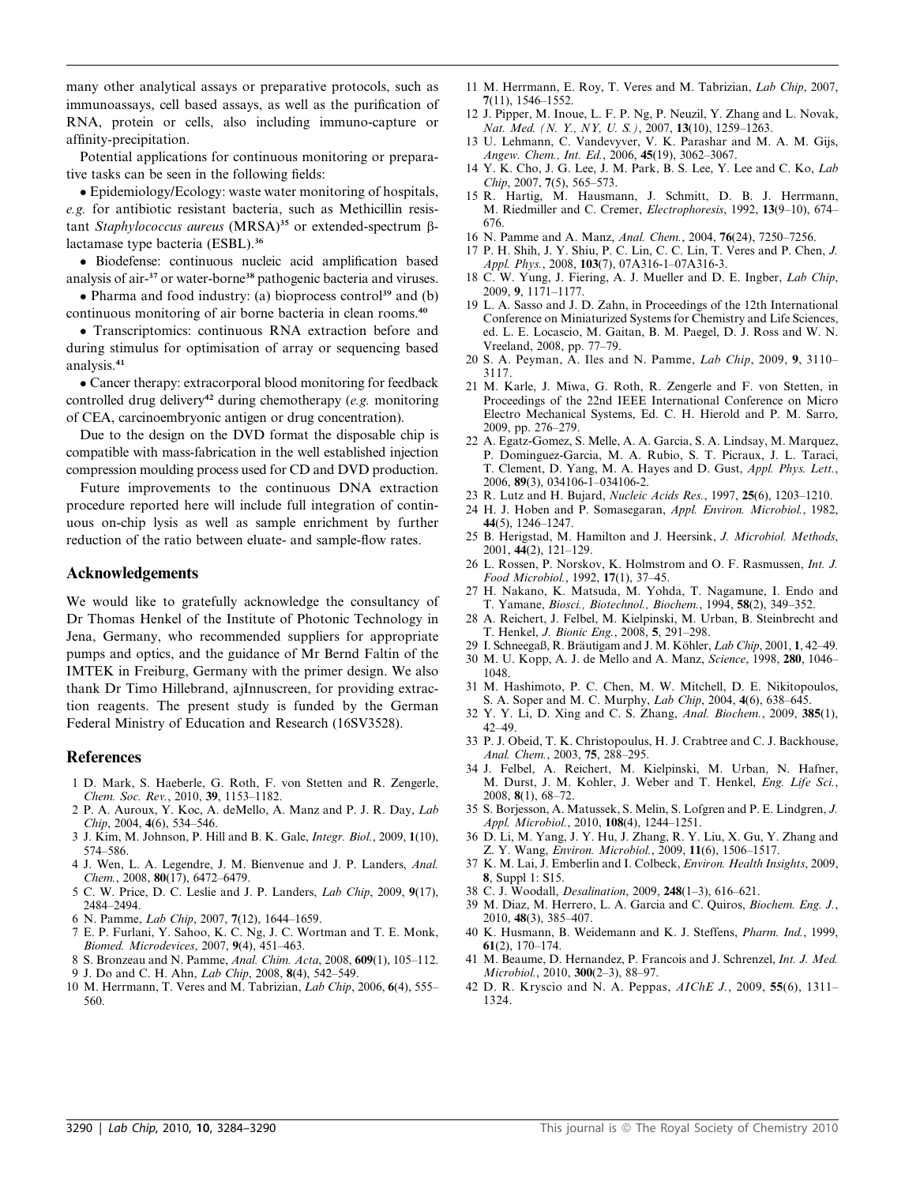many other analytical assays or preparative protocols, such as immunoassays, cell based assays, as well as the purification of RNA, protein or cells, also including immuno-capture or affinity-precipitation.

Potential applications for continuous monitoring or preparative tasks can be seen in the following fields:

- Epidemiology/Ecology: waste water monitoring of hospitals, *e.g.* for antibiotic resistant bacteria, such as Methicillin resistant *Staphylococcus aureus* (MRSA)[35] or extended-spectrum β-lactamase type bacteria (ESBL).[36]
- Biodefense: continuous nucleic acid amplification based analysis of air-[37] or water-borne[38] pathogenic bacteria and viruses.
- Pharma and food industry: (a) bioprocess control[39] and (b) continuous monitoring of air borne bacteria in clean rooms.[40]
- Transcriptomics: continuous RNA extraction before and during stimulus for optimisation of array or sequencing based analysis.[41]
- Cancer therapy: extracorporal blood monitoring for feedback controlled drug delivery[42] during chemotherapy (*e.g.* monitoring of CEA, carcinoembryonic antigen or drug concentration).

Due to the design on the DVD format the disposable chip is compatible with mass-fabrication in the well established injection compression moulding process used for CD and DVD production.

Future improvements to the continuous DNA extraction procedure reported here will include full integration of continuous on-chip lysis as well as sample enrichment by further reduction of the ratio between eluate- and sample-flow rates.

## Acknowledgements

We would like to gratefully acknowledge the consultancy of Dr Thomas Henkel of the Institute of Photonic Technology in Jena, Germany, who recommended suppliers for appropriate pumps and optics, and the guidance of Mr Bernd Faltin of the IMTEK in Freiburg, Germany with the primer design. We also thank Dr Timo Hillebrand, ajInnuscreen, for providing extraction reagents. The present study is funded by the German Federal Ministry of Education and Research (16SV3528).

## References

1. D. Mark, S. Haeberle, G. Roth, F. von Stetten and R. Zengerle, *Chem. Soc. Rev.*, 2010, **39**, 1153–1182.
2. P. A. Auroux, Y. Koc, A. deMello, A. Manz and P. J. R. Day, *Lab Chip*, 2004, **4**(6), 534–546.
3. J. Kim, M. Johnson, P. Hill and B. K. Gale, *Integr. Biol.*, 2009, **1**(10), 574–586.
4. J. Wen, L. A. Legendre, J. M. Bienvenue and J. P. Landers, *Anal. Chem.*, 2008, **80**(17), 6472–6479.
5. C. W. Price, D. C. Leslie and J. P. Landers, *Lab Chip*, 2009, **9**(17), 2484–2494.
6. N. Pamme, *Lab Chip*, 2007, **7**(12), 1644–1659.
7. E. P. Furlani, Y. Sahoo, K. C. Ng, J. C. Wortman and T. E. Monk, *Biomed. Microdevices*, 2007, **9**(4), 451–463.
8. S. Bronzeau and N. Pamme, *Anal. Chim. Acta*, 2008, **609**(1), 105–112.
9. J. Do and C. H. Ahn, *Lab Chip*, 2008, **8**(4), 542–549.
10. M. Herrmann, T. Veres and M. Tabrizian, *Lab Chip*, 2006, **6**(4), 555–560.
11. M. Herrmann, E. Roy, T. Veres and M. Tabrizian, *Lab Chip*, 2007, **7**(11), 1546–1552.
12. J. Pipper, M. Inoue, L. F. P. Ng, P. Neuzil, Y. Zhang and L. Novak, *Nat. Med. (N. Y., NY, U. S.)*, 2007, **13**(10), 1259–1263.
13. U. Lehmann, C. Vandevyver, V. K. Parashar and M. A. M. Gijs, *Angew. Chem., Int. Ed.*, 2006, **45**(19), 3062–3067.
14. Y. K. Cho, J. G. Lee, J. M. Park, B. S. Lee, Y. Lee and C. Ko, *Lab Chip*, 2007, **7**(5), 565–573.
15. R. Hartig, M. Hausmann, J. Schmitt, D. B. J. Herrmann, M. Riedmiller and C. Cremer, *Electrophoresis*, 1992, **13**(9–10), 674–676.
16. N. Pamme and A. Manz, *Anal. Chem.*, 2004, **76**(24), 7250–7256.
17. P. H. Shih, J. Y. Shiu, P. C. Lin, C. C. Lin, T. Veres and P. Chen, *J. Appl. Phys.*, 2008, **103**(7), 07A316-1–07A316-3.
18. C. W. Yung, J. Fiering, A. J. Mueller and D. E. Ingber, *Lab Chip*, 2009, **9**, 1171–1177.
19. L. A. Sasso and J. D. Zahn, in Proceedings of the 12th International Conference on Miniaturized Systems for Chemistry and Life Sciences, ed. L. E. Locascio, M. Gaitan, B. M. Paegel, D. J. Ross and W. N. Vreeland, 2008, pp. 77–79.
20. S. A. Peyman, A. Iles and N. Pamme, *Lab Chip*, 2009, **9**, 3110–3117.
21. M. Karle, J. Miwa, G. Roth, R. Zengerle and F. von Stetten, in Proceedings of the 22nd IEEE International Conference on Micro Electro Mechanical Systems, Ed. C. H. Hierold and P. M. Sarro, 2009, pp. 276–279.
22. A. Egatz-Gomez, S. Melle, A. A. Garcia, S. A. Lindsay, M. Marquez, P. Dominguez-Garcia, M. A. Rubio, S. T. Picraux, J. L. Taraci, T. Clement, D. Yang, M. A. Hayes and D. Gust, *Appl. Phys. Lett.*, 2006, **89**(3), 034106-1–034106-2.
23. R. Lutz and H. Bujard, *Nucleic Acids Res.*, 1997, **25**(6), 1203–1210.
24. H. J. Hoben and P. Somasegaran, *Appl. Environ. Microbiol.*, 1982, **44**(5), 1246–1247.
25. B. Herigstad, M. Hamilton and J. Heersink, *J. Microbiol. Methods*, 2001, **44**(2), 121–129.
26. L. Rossen, P. Norskov, K. Holmstrom and O. F. Rasmussen, *Int. J. Food Microbiol.*, 1992, **17**(1), 37–45.
27. H. Nakano, K. Matsuda, M. Yohda, T. Nagamune, I. Endo and T. Yamane, *Biosci., Biotechnol., Biochem.*, 1994, **58**(2), 349–352.
28. A. Reichert, J. Felbel, M. Kielpinski, M. Urban, B. Steinbrecht and T. Henkel, *J. Bionic Eng.*, 2008, **5**, 291–298.
29. I. Schneegaß, R. Bräutigam and J. M. Köhler, *Lab Chip*, 2001, **1**, 42–49.
30. M. U. Kopp, A. J. de Mello and A. Manz, *Science*, 1998, **280**, 1046–1048.
31. M. Hashimoto, P. C. Chen, M. W. Mitchell, D. E. Nikitopoulos, S. A. Soper and M. C. Murphy, *Lab Chip*, 2004, **4**(6), 638–645.
32. Y. Y. Li, D. Xing and C. S. Zhang, *Anal. Biochem.*, 2009, **385**(1), 42–49.
33. P. J. Obeid, T. K. Christopoulus, H. J. Crabtree and C. J. Backhouse, *Anal. Chem.*, 2003, **75**, 288–295.
34. J. Felbel, A. Reichert, M. Kielpinski, M. Urban, N. Hafner, M. Durst, J. M. Kohler, J. Weber and T. Henkel, *Eng. Life Sci.*, 2008, **8**(1), 68–72.
35. S. Borjesson, A. Matussek, S. Melin, S. Lofgren and P. E. Lindgren, *J. Appl. Microbiol.*, 2010, **108**(4), 1244–1251.
36. D. Li, M. Yang, J. Y. Hu, J. Zhang, R. Y. Liu, X. Gu, Y. Zhang and Z. Y. Wang, *Environ. Microbiol.*, 2009, **11**(6), 1506–1517.
37. K. M. Lai, J. Emberlin and I. Colbeck, *Environ. Health Insights*, 2009, **8**, Suppl 1: S15.
38. C. J. Woodall, *Desalination*, 2009, **248**(1–3), 616–621.
39. M. Diaz, M. Herrero, L. A. Garcia and C. Quiros, *Biochem. Eng. J.*, 2010, **48**(3), 385–407.
40. K. Husmann, B. Weidemann and K. J. Steffens, *Pharm. Ind.*, 1999, **61**(2), 170–174.
41. M. Beaume, D. Hernandez, P. Francois and J. Schrenzel, *Int. J. Med. Microbiol.*, 2010, **300**(2–3), 88–97.
42. D. R. Kryscio and N. A. Peppas, *AIChE J.*, 2009, **55**(6), 1311–1324.